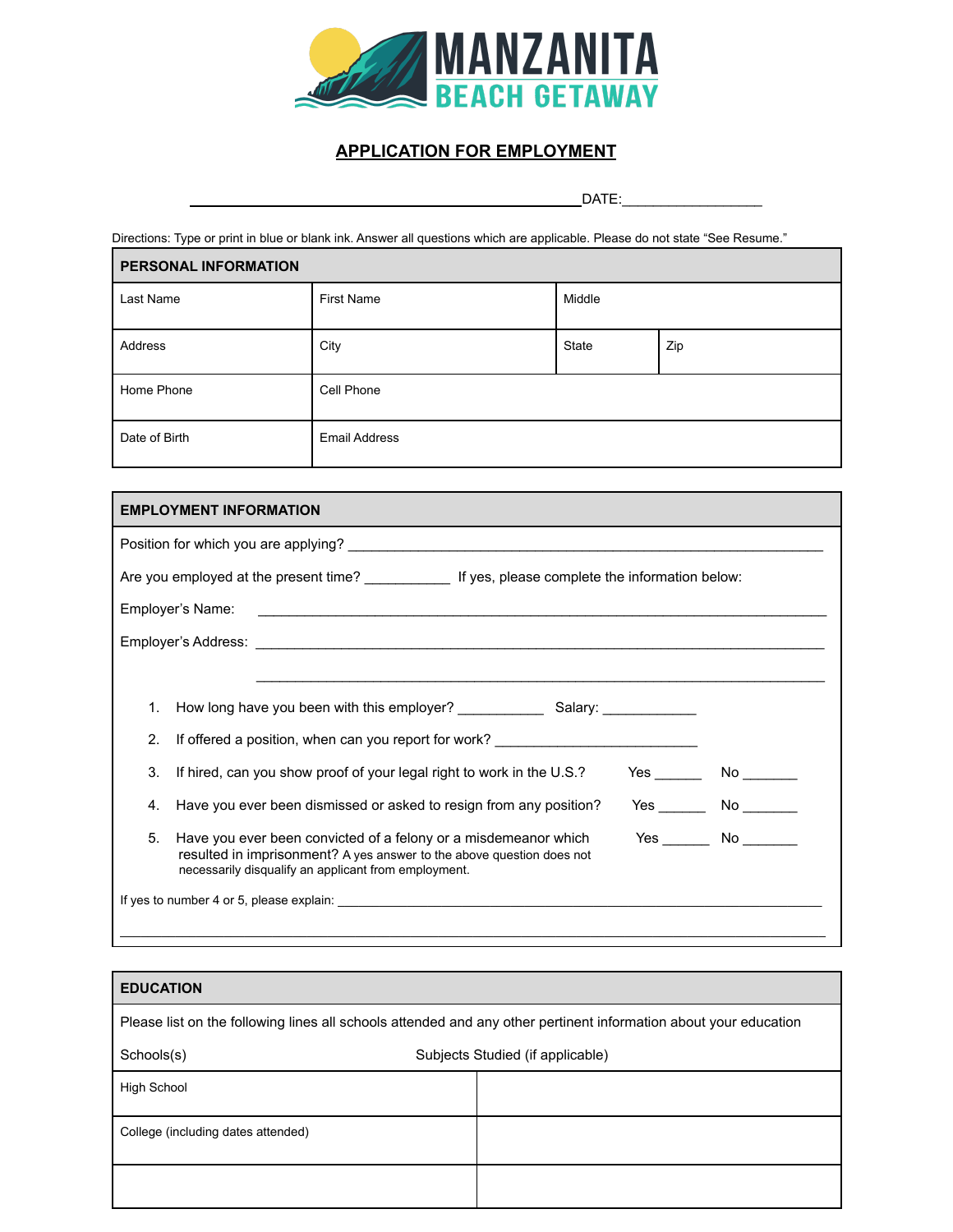# MANZANITA BEACH GETAWAY

## APPLICATION FOR EMPLOYMENT

_______________________________________________ DATE:_________________

Directions: Type or print in blue or blank ink. Answer all questions which are applicable. Please do not state "See Resume."

| PERSONAL INFORMATION | | | |
|---|---|---|---|
| Last Name | First Name | Middle | |
| Address | City | State | Zip |
| Home Phone | Cell Phone | | |
| Date of Birth | Email Address | | |

### EMPLOYMENT INFORMATION

Position for which you are applying? _______________________________________________

Are you employed at the present time? ___________ If yes, please complete the information below:

Employer's Name: _______________________________________________

Employer's Address: _______________________________________________

_______________________________________________

1. How long have you been with this employer? ___________ Salary: ____________
2. If offered a position, when can you report for work? __________________________
3. If hired, can you show proof of your legal right to work in the U.S.? Yes ______ No _______
4. Have you ever been dismissed or asked to resign from any position? Yes ______ No _______
5. Have you ever been convicted of a felony or a misdemeanor which resulted in imprisonment? A yes answer to the above question does not necessarily disqualify an applicant from employment. Yes ______ No _______

If yes to number 4 or 5, please explain: _______________________________________________

_______________________________________________

### EDUCATION

Please list on the following lines all schools attended and any other pertinent information about your education

| Schools(s) | Subjects Studied (if applicable) |
|---|---|
| High School | |
| College (including dates attended) | |
| | |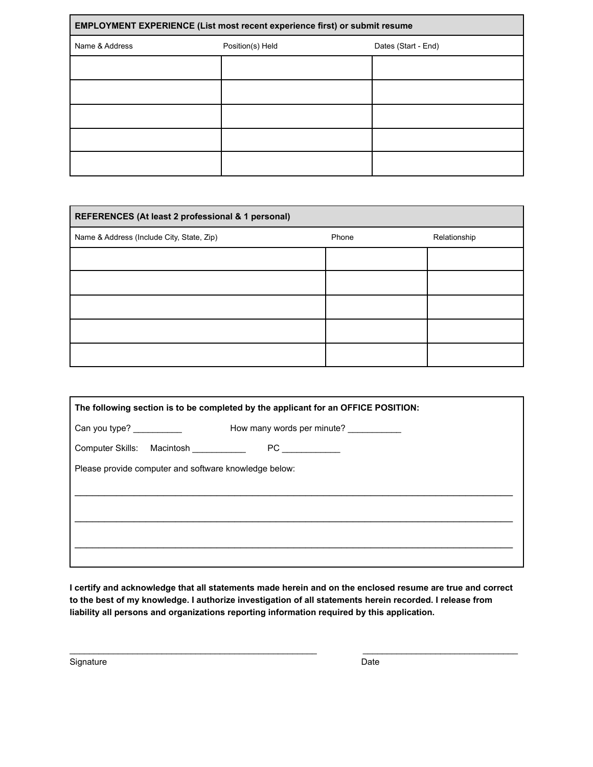| EMPLOYMENT EXPERIENCE (List most recent experience first) or submit resume | | |
|---|---|---|
| Name & Address | Position(s) Held | Dates (Start - End) |
| | | |
| | | |
| | | |
| | | |
| | | |

| REFERENCES (At least 2 professional & 1 personal) | | |
|---|---|---|
| Name & Address (Include City, State, Zip) | Phone | Relationship |
| | | |
| | | |
| | | |
| | | |
| | | |

**The following section is to be completed by the applicant for an OFFICE POSITION:**

Can you type? __________ How many words per minute? ___________

Computer Skills: Macintosh ___________ PC ____________

Please provide computer and software knowledge below:

_____________________________________________________________________________________

_____________________________________________________________________________________

_____________________________________________________________________________________

**I certify and acknowledge that all statements made herein and on the enclosed resume are true and correct to the best of my knowledge. I authorize investigation of all statements herein recorded. I release from liability all persons and organizations reporting information required by this application.**

_____________________________________________________ _________________________________

Signature Date